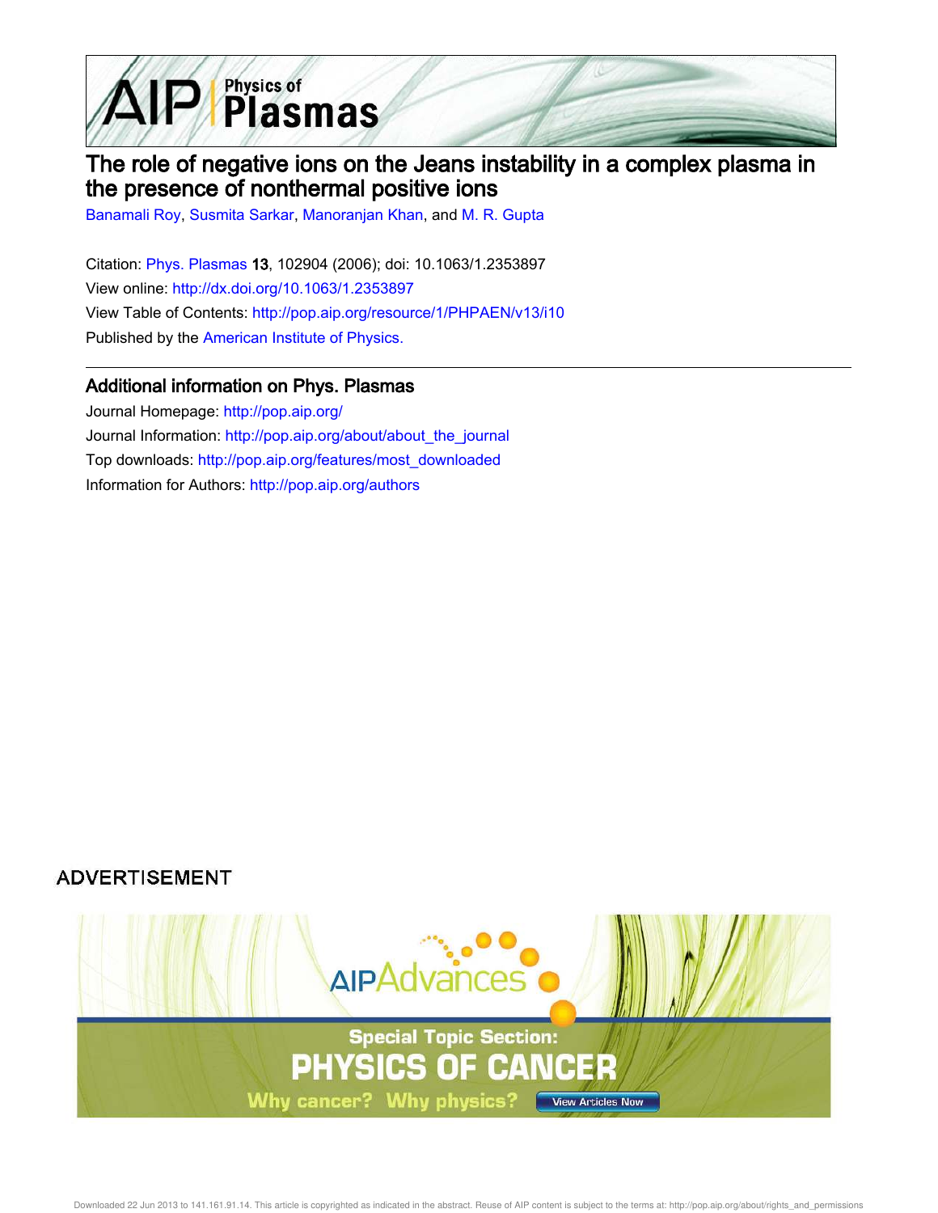# The role of negative ions on the Jeans instability in a complex plasma in the presence of nonthermal positive ions

Banamali Roy, Susmita Sarkar, Manoranjan Khan, and M. R. Gupta

Citation: Phys. Plasmas **13**, 102904 (2006); doi: 10.1063/1.2353897

View online: http://dx.doi.org/10.1063/1.2353897

View Table of Contents: http://pop.aip.org/resource/1/PHPAEN/v13/i10

Published by the American Institute of Physics.

## Additional information on Phys. Plasmas

Journal Homepage: http://pop.aip.org/

Journal Information: http://pop.aip.org/about/about_the_journal

Top downloads: http://pop.aip.org/features/most_downloaded

Information for Authors: http://pop.aip.org/authors

ADVERTISEMENT

AIPAdvances

Special Topic Section: PHYSICS OF CANCER

Why cancer? Why physics? View Articles Now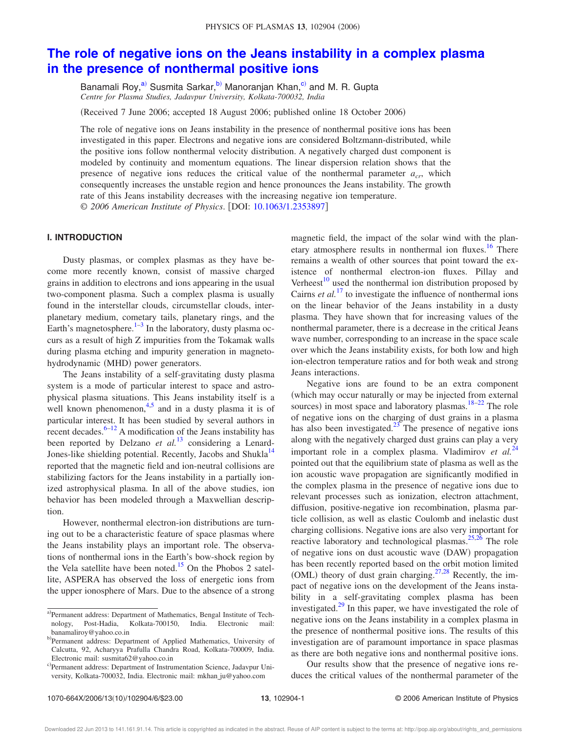# The role of negative ions on the Jeans instability in a complex plasma in the presence of nonthermal positive ions

Banamali Roy,[a)] Susmita Sarkar,[b)] Manoranjan Khan,[c)] and M. R. Gupta

*Centre for Plasma Studies, Jadavpur University, Kolkata-700032, India*

(Received 7 June 2006; accepted 18 August 2006; published online 18 October 2006)

The role of negative ions on Jeans instability in the presence of nonthermal positive ions has been investigated in this paper. Electrons and negative ions are considered Boltzmann-distributed, while the positive ions follow nonthermal velocity distribution. A negatively charged dust component is modeled by continuity and momentum equations. The linear dispersion relation shows that the presence of negative ions reduces the critical value of the nonthermal parameter $a_{cr}$, which consequently increases the unstable region and hence pronounces the Jeans instability. The growth rate of this Jeans instability decreases with the increasing negative ion temperature. © *2006 American Institute of Physics*. [DOI: 10.1063/1.2353897]

## I. INTRODUCTION

Dusty plasmas, or complex plasmas as they have become more recently known, consist of massive charged grains in addition to electrons and ions appearing in the usual two-component plasma. Such a complex plasma is usually found in the interstellar clouds, circumstellar clouds, interplanetary medium, cometary tails, planetary rings, and the Earth's magnetosphere.[1–3] In the laboratory, dusty plasma occurs as a result of high Z impurities from the Tokamak walls during plasma etching and impurity generation in magnetohydrodynamic (MHD) power generators.

The Jeans instability of a self-gravitating dusty plasma system is a mode of particular interest to space and astrophysical plasma situations. This Jeans instability itself is a well known phenomenon,[4,5] and in a dusty plasma it is of particular interest. It has been studied by several authors in recent decades.[6–12] A modification of the Jeans instability has been reported by Delzano *et al.*[13] considering a Lenard-Jones-like shielding potential. Recently, Jacobs and Shukla[14] reported that the magnetic field and ion-neutral collisions are stabilizing factors for the Jeans instability in a partially ionized astrophysical plasma. In all of the above studies, ion behavior has been modeled through a Maxwellian description.

However, nonthermal electron-ion distributions are turning out to be a characteristic feature of space plasmas where the Jeans instability plays an important role. The observations of nonthermal ions in the Earth's bow-shock region by the Vela satellite have been noted.[15] On the Phobos 2 satellite, ASPERA has observed the loss of energetic ions from the upper ionosphere of Mars. Due to the absence of a strong magnetic field, the impact of the solar wind with the planetary atmosphere results in nonthermal ion fluxes.[16] There remains a wealth of other sources that point toward the existence of nonthermal electron-ion fluxes. Pillay and Verheest[10] used the nonthermal ion distribution proposed by Cairns *et al.*[17] to investigate the influence of nonthermal ions on the linear behavior of the Jeans instability in a dusty plasma. They have shown that for increasing values of the nonthermal parameter, there is a decrease in the critical Jeans wave number, corresponding to an increase in the space scale over which the Jeans instability exists, for both low and high ion-electron temperature ratios and for both weak and strong Jeans interactions.

Negative ions are found to be an extra component (which may occur naturally or may be injected from external sources) in most space and laboratory plasmas.[18–22] The role of negative ions on the charging of dust grains in a plasma has also been investigated.[23] The presence of negative ions along with the negatively charged dust grains can play a very important role in a complex plasma. Vladimirov *et al.*[24] pointed out that the equilibrium state of plasma as well as the ion acoustic wave propagation are significantly modified in the complex plasma in the presence of negative ions due to relevant processes such as ionization, electron attachment, diffusion, positive-negative ion recombination, plasma particle collision, as well as elastic Coulomb and inelastic dust charging collisions. Negative ions are also very important for reactive laboratory and technological plasmas.[25,26] The role of negative ions on dust acoustic wave (DAW) propagation has been recently reported based on the orbit motion limited (OML) theory of dust grain charging.[27,28] Recently, the impact of negative ions on the development of the Jeans instability in a self-gravitating complex plasma has been investigated.[29] In this paper, we have investigated the role of negative ions on the Jeans instability in a complex plasma in the presence of nonthermal positive ions. The results of this investigation are of paramount importance in space plasmas as there are both negative ions and nonthermal positive ions.

Our results show that the presence of negative ions reduces the critical values of the nonthermal parameter of the

---

a)Permanent address: Department of Mathematics, Bengal Institute of Technology, Post-Hadia, Kolkata-700150, India. Electronic mail: banamaliroy@yahoo.co.in

b)Permanent address: Department of Applied Mathematics, University of Calcutta, 92, Acharyya Prafulla Chandra Road, Kolkata-700009, India. Electronic mail: susmita62@yahoo.co.in

c)Permanent address: Department of Instrumentation Science, Jadavpur University, Kolkata-700032, India. Electronic mail: mkhan_ju@yahoo.com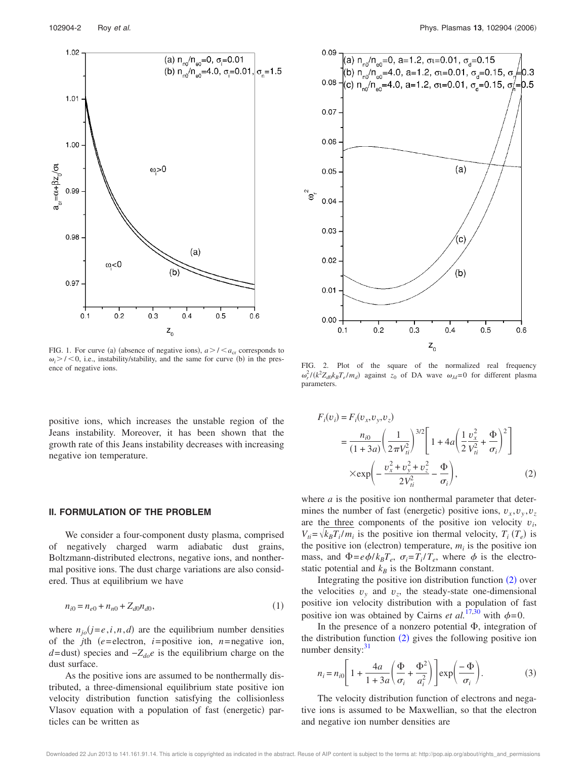FIG. 1. For curve (a) (absence of negative ions), $a>/<a_{cr}$ corresponds to $\omega_i>/<0$, i.e., instability/stability, and the same for curve (b) in the presence of negative ions.

FIG. 2. Plot of the square of the normalized real frequency $\omega_r^2/(k^2 Z_{d0} k_B T_e/m_d)$ against $z_0$ of DA wave $\omega_{Jd}=0$ for different plasma parameters.

positive ions, which increases the unstable region of the Jeans instability. Moreover, it has been shown that the growth rate of this Jeans instability decreases with increasing negative ion temperature.

## II. FORMULATION OF THE PROBLEM

We consider a four-component dusty plasma, comprised of negatively charged warm adiabatic dust grains, Boltzmann-distributed electrons, negative ions, and nonthermal positive ions. The dust charge variations are also considered. Thus at equilibrium we have

$$n_{i0} = n_{e0} + n_{n0} + Z_{d0} n_{d0}, \tag{1}$$

where $n_{jo}(j=e,i,n,d)$ are the equilibrium number densities of the $j$th ($e$=electron, $i$=positive ion, $n$=negative ion, $d$=dust) species and $-Z_{do}e$ is the equilibrium charge on the dust surface.

As the positive ions are assumed to be nonthermally distributed, a three-dimensional equilibrium state positive ion velocity distribution function satisfying the collisionless Vlasov equation with a population of fast (energetic) particles can be written as

$$\begin{aligned} F_i(v_i) &= F_i(v_x,v_y,v_z) \\ &= \frac{n_{i0}}{(1+3a)}\left(\frac{1}{2\pi V_{ti}^2}\right)^{3/2}\left[1+4a\left(\frac{1}{2}\frac{v_x^2}{V_{ti}^2}+\frac{\Phi}{\sigma_i}\right)^2\right] \\ &\quad \times \exp\left(-\frac{v_x^2+v_y^2+v_z^2}{2V_{ti}^2}-\frac{\Phi}{\sigma_i}\right), \end{aligned} \tag{2}$$

where $a$ is the positive ion nonthermal parameter that determines the number of fast (energetic) positive ions, $v_x, v_y, v_z$ are the three components of the positive ion velocity $v_i$, $V_{ti}=\sqrt{k_B T_i/m_i}$ is the positive ion thermal velocity, $T_i$ ($T_e$) is the positive ion (electron) temperature, $m_i$ is the positive ion mass, and $\Phi = e\phi/k_B T_e$, $\sigma_i = T_i/T_e$, where $\phi$ is the electrostatic potential and $k_B$ is the Boltzmann constant.

Integrating the positive ion distribution function (2) over the velocities $v_y$ and $v_z$, the steady-state one-dimensional positive ion velocity distribution with a population of fast positive ion was obtained by Cairns *et al.*[17,30] with $\phi=0$.

In the presence of a nonzero potential $\Phi$, integration of the distribution function (2) gives the following positive ion number density:[31]

$$n_i = n_{i0}\left[1+\frac{4a}{1+3a}\left(\frac{\Phi}{\sigma_i}+\frac{\Phi^2}{a_i^2}\right)\right]\exp\left(\frac{-\Phi}{\sigma_i}\right). \tag{3}$$

The velocity distribution function of electrons and negative ions is assumed to be Maxwellian, so that the electron and negative ion number densities are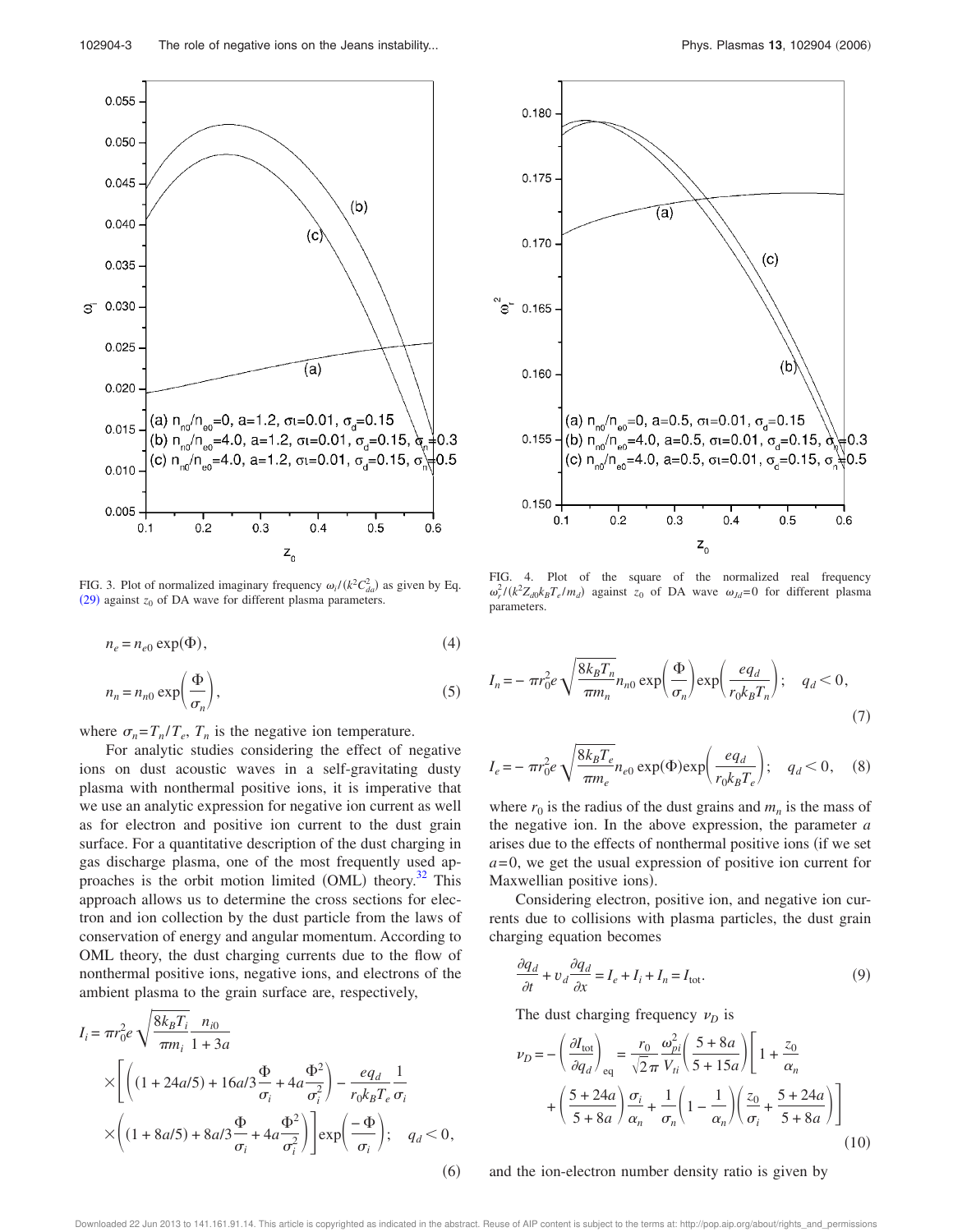FIG. 3. Plot of normalized imaginary frequency $\omega_i/(k^2C_{da}^2)$ as given by Eq. (29) against $z_0$ of DA wave for different plasma parameters.

FIG. 4. Plot of the square of the normalized real frequency $\omega_r^2/(k^2Z_{d0}k_BT_e/m_d)$ against $z_0$ of DA wave $\omega_{Jd}=0$ for different plasma parameters.

$$n_e = n_{e0}\exp(\Phi), \tag{4}$$

$$n_n = n_{n0}\exp\left(\frac{\Phi}{\sigma_n}\right), \tag{5}$$

where $\sigma_n = T_n/T_e$, $T_n$ is the negative ion temperature.

For analytic studies considering the effect of negative ions on dust acoustic waves in a self-gravitating dusty plasma with nonthermal positive ions, it is imperative that we use an analytic expression for negative ion current as well as for electron and positive ion current to the dust grain surface. For a quantitative description of the dust charging in gas discharge plasma, one of the most frequently used approaches is the orbit motion limited (OML) theory.[32] This approach allows us to determine the cross sections for electron and ion collection by the dust particle from the laws of conservation of energy and angular momentum. According to OML theory, the dust charging currents due to the flow of nonthermal positive ions, negative ions, and electrons of the ambient plasma to the grain surface are, respectively,

$$
\begin{aligned}
I_i = {} & \pi r_0^2 e\sqrt{\frac{8k_BT_i}{\pi m_i}}\frac{n_{i0}}{1+3a} \\
& \times\left[\left((1+24a/5)+16a/3\frac{\Phi}{\sigma_i}+4a\frac{\Phi^2}{\sigma_i^2}\right)-\frac{eq_d}{r_0k_BT_e}\frac{1}{\sigma_i}\right. \\
& \left.\times\left((1+8a/5)+8a/3\frac{\Phi}{\sigma_i}+4a\frac{\Phi^2}{\sigma_i^2}\right)\right]\exp\left(\frac{-\Phi}{\sigma_i}\right); \quad q_d<0,
\end{aligned} \tag{6}
$$

$$I_n = -\pi r_0^2 e\sqrt{\frac{8k_BT_n}{\pi m_n}}n_{n0}\exp\left(\frac{\Phi}{\sigma_n}\right)\exp\left(\frac{eq_d}{r_0k_BT_n}\right); \quad q_d<0, \tag{7}$$

$$I_e = -\pi r_0^2 e\sqrt{\frac{8k_BT_e}{\pi m_e}}n_{e0}\exp(\Phi)\exp\left(\frac{eq_d}{r_0k_BT_e}\right); \quad q_d<0, \tag{8}$$

where $r_0$ is the radius of the dust grains and $m_n$ is the mass of the negative ion. In the above expression, the parameter $a$ arises due to the effects of nonthermal positive ions (if we set $a=0$, we get the usual expression of positive ion current for Maxwellian positive ions).

Considering electron, positive ion, and negative ion currents due to collisions with plasma particles, the dust grain charging equation becomes

$$\frac{\partial q_d}{\partial t}+v_d\frac{\partial q_d}{\partial x} = I_e + I_i + I_n = I_{\text{tot}}. \tag{9}$$

The dust charging frequency $\nu_D$ is

$$
\begin{aligned}
\nu_D = {} & -\left(\frac{\partial I_{\text{tot}}}{\partial q_d}\right)_{\text{eq}} = \frac{r_0}{\sqrt{2\pi}}\frac{\omega_{pi}^2}{V_{ti}}\left(\frac{5+8a}{5+15a}\right)\left[1+\frac{z_0}{\alpha_n}\right. \\
& \left.+\left(\frac{5+24a}{5+8a}\right)\frac{\sigma_i}{\alpha_n}+\frac{1}{\sigma_n}\left(1-\frac{1}{\alpha_n}\right)\left(\frac{z_0}{\sigma_i}+\frac{5+24a}{5+8a}\right)\right]
\end{aligned} \tag{10}
$$

and the ion-electron number density ratio is given by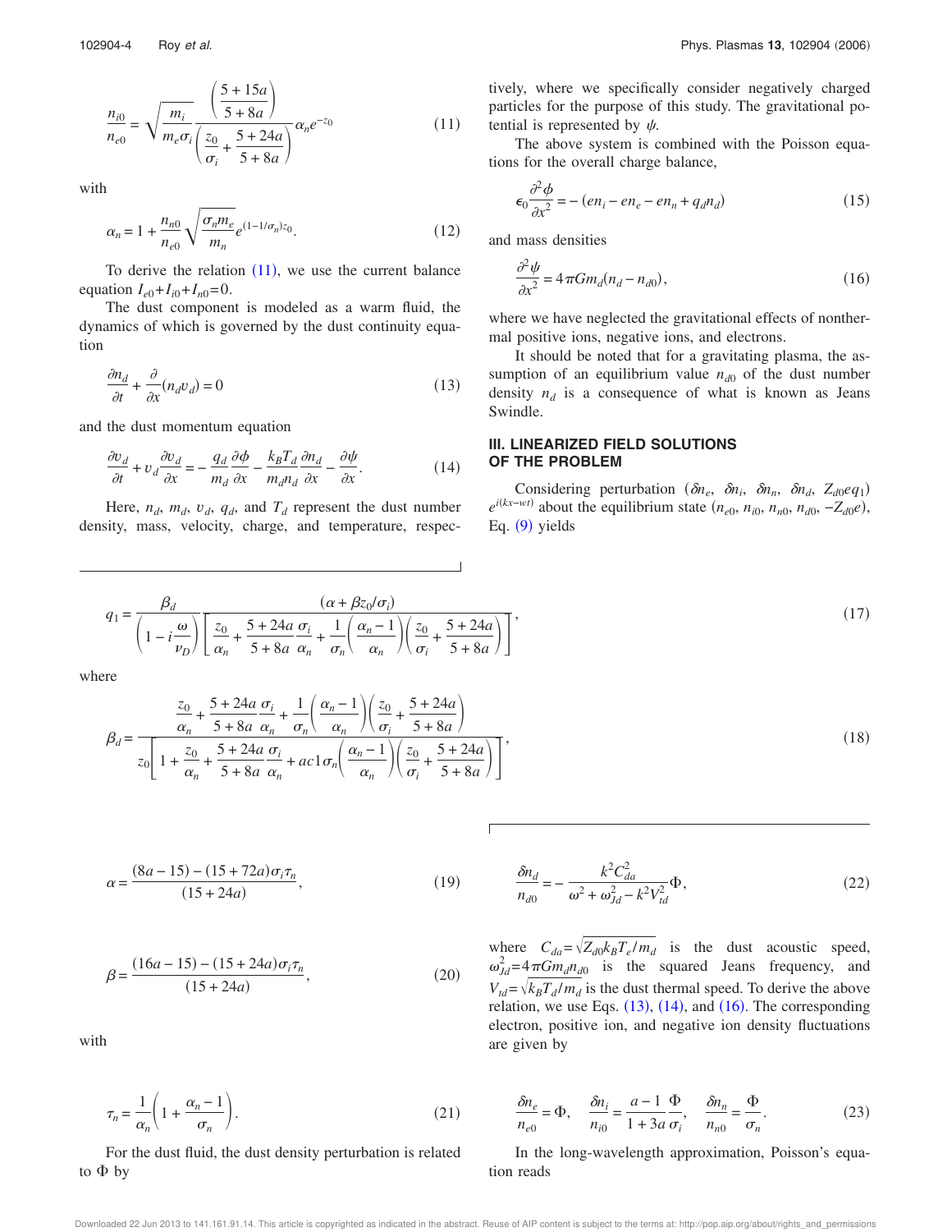$$\frac{n_{i0}}{n_{e0}} = \sqrt{\frac{m_i}{m_e \sigma_i}} \frac{\left(\dfrac{5+15a}{5+8a}\right)}{\left(\dfrac{z_0}{\sigma_i} + \dfrac{5+24a}{5+8a}\right)} \alpha_n e^{-z_0} \tag{11}$$

with

$$\alpha_n = 1 + \frac{n_{n0}}{n_{e0}} \sqrt{\frac{\sigma_n m_e}{m_n}} e^{(1-1/\sigma_n)z_0}. \tag{12}$$

To derive the relation (11), we use the current balance equation $I_{e0}+I_{i0}+I_{n0}=0$.

The dust component is modeled as a warm fluid, the dynamics of which is governed by the dust continuity equation

$$\frac{\partial n_d}{\partial t} + \frac{\partial}{\partial x}(n_d v_d) = 0 \tag{13}$$

and the dust momentum equation

$$\frac{\partial v_d}{\partial t} + v_d \frac{\partial v_d}{\partial x} = -\frac{q_d}{m_d}\frac{\partial \phi}{\partial x} - \frac{k_B T_d}{m_d n_d}\frac{\partial n_d}{\partial x} - \frac{\partial \psi}{\partial x}. \tag{14}$$

Here, $n_d$, $m_d$, $v_d$, $q_d$, and $T_d$ represent the dust number density, mass, velocity, charge, and temperature, respectively, where we specifically consider negatively charged particles for the purpose of this study. The gravitational potential is represented by $\psi$.

The above system is combined with the Poisson equations for the overall charge balance,

$$\epsilon_0 \frac{\partial^2 \phi}{\partial x^2} = -(en_i - en_e - en_n + q_d n_d) \tag{15}$$

and mass densities

$$\frac{\partial^2 \psi}{\partial x^2} = 4\pi G m_d (n_d - n_{d0}), \tag{16}$$

where we have neglected the gravitational effects of nonthermal positive ions, negative ions, and electrons.

It should be noted that for a gravitating plasma, the assumption of an equilibrium value $n_{d0}$ of the dust number density $n_d$ is a consequence of what is known as Jeans Swindle.

## III. LINEARIZED FIELD SOLUTIONS OF THE PROBLEM

Considering perturbation $(\delta n_e, \delta n_i, \delta n_n, \delta n_d, Z_{d0} e q_1)$ $e^{i(kx-wt)}$ about the equilibrium state $(n_{e0}, n_{i0}, n_{n0}, n_{d0}, -Z_{d0}e)$, Eq. (9) yields

$$q_1 = \frac{\beta_d}{\left(1 - i\dfrac{\omega}{\nu_D}\right)} \frac{(\alpha + \beta z_0/\sigma_i)}{\left[\dfrac{z_0}{\alpha_n} + \dfrac{5+24a}{5+8a}\dfrac{\sigma_i}{\alpha_n} + \dfrac{1}{\sigma_n}\left(\dfrac{\alpha_n - 1}{\alpha_n}\right)\left(\dfrac{z_0}{\sigma_i} + \dfrac{5+24a}{5+8a}\right)\right]}, \tag{17}$$

where

$$\beta_d = \frac{\dfrac{z_0}{\alpha_n} + \dfrac{5+24a}{5+8a}\dfrac{\sigma_i}{\alpha_n} + \dfrac{1}{\sigma_n}\left(\dfrac{\alpha_n - 1}{\alpha_n}\right)\left(\dfrac{z_0}{\sigma_i} + \dfrac{5+24a}{5+8a}\right)}{z_0\left[1 + \dfrac{z_0}{\alpha_n} + \dfrac{5+24a}{5+8a}\dfrac{\sigma_i}{\alpha_n} + ac1\sigma_n\left(\dfrac{\alpha_n - 1}{\alpha_n}\right)\left(\dfrac{z_0}{\sigma_i} + \dfrac{5+24a}{5+8a}\right)\right]}, \tag{18}$$

$$\alpha = \frac{(8a-15) - (15+72a)\sigma_i \tau_n}{(15+24a)}, \tag{19}$$

$$\beta = \frac{(16a-15) - (15+24a)\sigma_i \tau_n}{(15+24a)}, \tag{20}$$

with

$$\tau_n = \frac{1}{\alpha_n}\left(1 + \frac{\alpha_n - 1}{\sigma_n}\right). \tag{21}$$

For the dust fluid, the dust density perturbation is related to $\Phi$ by

$$\frac{\delta n_d}{n_{d0}} = -\frac{k^2 C_{da}^2}{\omega^2 + \omega_{Jd}^2 - k^2 V_{td}^2}\Phi, \tag{22}$$

where $C_{da} = \sqrt{Z_{d0} k_B T_e / m_d}$ is the dust acoustic speed, $\omega_{Jd}^2 = 4\pi G m_d n_{d0}$ is the squared Jeans frequency, and $V_{td} = \sqrt{k_B T_d / m_d}$ is the dust thermal speed. To derive the above relation, we use Eqs. (13), (14), and (16). The corresponding electron, positive ion, and negative ion density fluctuations are given by

$$\frac{\delta n_e}{n_{e0}} = \Phi, \quad \frac{\delta n_i}{n_{i0}} = \frac{a-1}{1+3a}\frac{\Phi}{\sigma_i}, \quad \frac{\delta n_n}{n_{n0}} = \frac{\Phi}{\sigma_n}. \tag{23}$$

In the long-wavelength approximation, Poisson's equation reads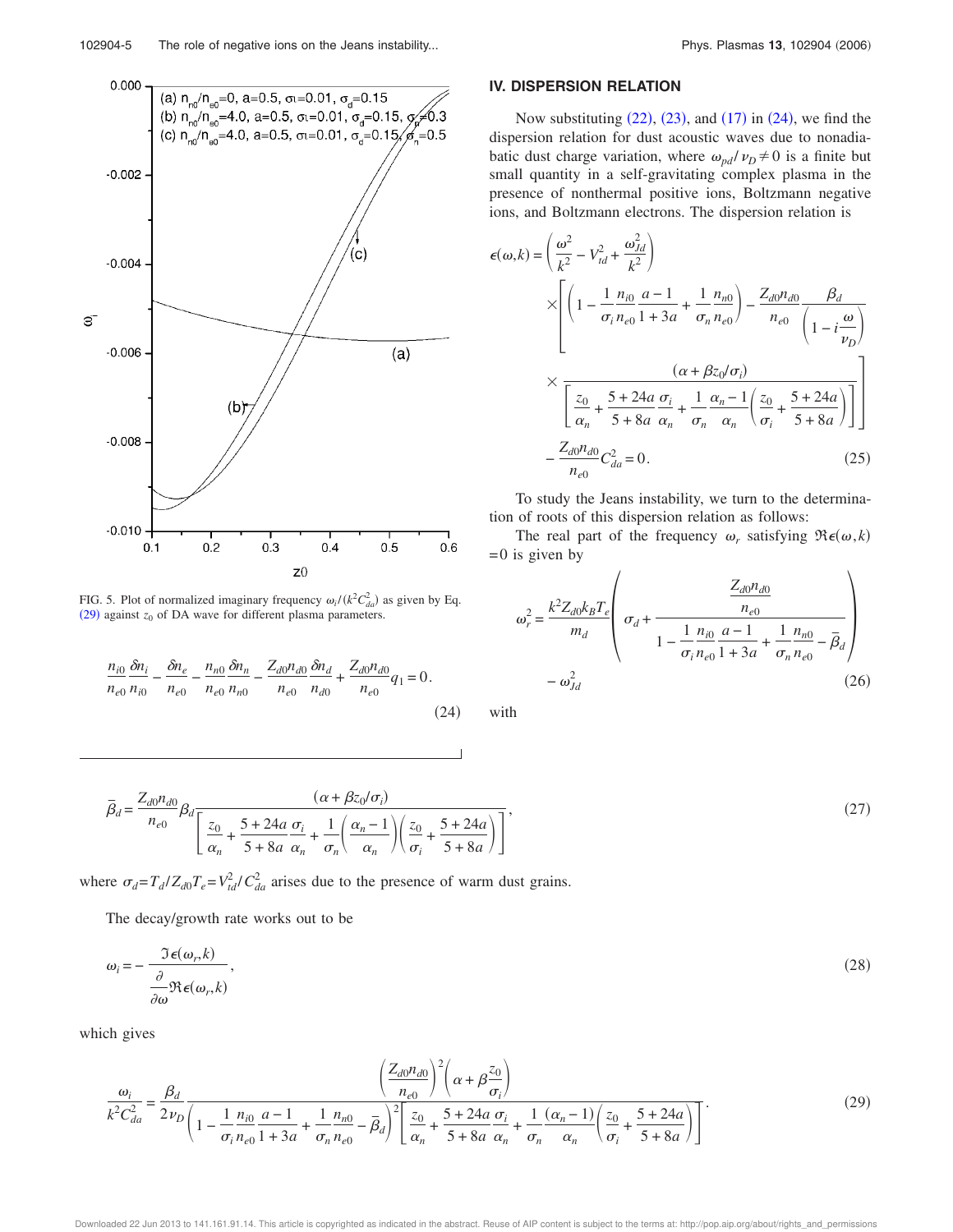FIG. 5. Plot of normalized imaginary frequency $\omega_i/(k^2C_{da}^2)$ as given by Eq. (29) against $z_0$ of DA wave for different plasma parameters.

$$\frac{n_{i0}}{n_{e0}}\frac{\delta n_i}{n_{i0}} - \frac{\delta n_e}{n_{e0}} - \frac{n_{n0}}{n_{e0}}\frac{\delta n_n}{n_{n0}} - \frac{Z_{d0}n_{d0}}{n_{e0}}\frac{\delta n_d}{n_{d0}} + \frac{Z_{d0}n_{d0}}{n_{e0}}q_1 = 0. \tag{24}$$

## IV. DISPERSION RELATION

Now substituting (22), (23), and (17) in (24), we find the dispersion relation for dust acoustic waves due to nonadiabatic dust charge variation, where $\omega_{pd}/\nu_D \neq 0$ is a finite but small quantity in a self-gravitating complex plasma in the presence of nonthermal positive ions, Boltzmann negative ions, and Boltzmann electrons. The dispersion relation is

$$\begin{aligned}\epsilon(\omega,k) = &\left(\frac{\omega^2}{k^2} - V_{td}^2 + \frac{\omega_{Jd}^2}{k^2}\right)\\ &\times\left[\left(1 - \frac{1}{\sigma_i}\frac{n_{i0}}{n_{e0}}\frac{a-1}{1+3a} + \frac{1}{\sigma_n}\frac{n_{n0}}{n_{e0}}\right) - \frac{Z_{d0}n_{d0}}{n_{e0}}\frac{\beta_d}{\left(1 - i\frac{\omega}{\nu_D}\right)}\right.\\ &\left.\times\frac{(\alpha + \beta z_0/\sigma_i)}{\left[\frac{z_0}{\alpha_n} + \frac{5+24a}{5+8a}\frac{\sigma_i}{\alpha_n} + \frac{1}{\sigma_n}\frac{\alpha_n - 1}{\alpha_n}\left(\frac{z_0}{\sigma_i} + \frac{5+24a}{5+8a}\right)\right]}\right]\\ &- \frac{Z_{d0}n_{d0}}{n_{e0}}C_{da}^2 = 0.\end{aligned} \tag{25}$$

To study the Jeans instability, we turn to the determination of roots of this dispersion relation as follows:

The real part of the frequency $\omega_r$ satisfying $\Re\epsilon(\omega,k) = 0$ is given by

$$\omega_r^2 = \frac{k^2 Z_{d0}k_B T_e}{m_d}\left(\sigma_d + \frac{\frac{Z_{d0}n_{d0}}{n_{e0}}}{1 - \frac{1}{\sigma_i}\frac{n_{i0}}{n_{e0}}\frac{a-1}{1+3a} + \frac{1}{\sigma_n}\frac{n_{n0}}{n_{e0}} - \bar{\beta}_d}\right) - \omega_{Jd}^2 \tag{26}$$

with

$$\bar{\beta}_d = \frac{Z_{d0}n_{d0}}{n_{e0}}\beta_d\frac{(\alpha + \beta z_0/\sigma_i)}{\left[\frac{z_0}{\alpha_n} + \frac{5+24a}{5+8a}\frac{\sigma_i}{\alpha_n} + \frac{1}{\sigma_n}\left(\frac{\alpha_n - 1}{\alpha_n}\right)\left(\frac{z_0}{\sigma_i} + \frac{5+24a}{5+8a}\right)\right]}, \tag{27}$$

where $\sigma_d = T_d/Z_{d0}T_e = V_{td}^2/C_{da}^2$ arises due to the presence of warm dust grains.

The decay/growth rate works out to be

$$\omega_i = -\frac{\Im\epsilon(\omega_r,k)}{\frac{\partial}{\partial\omega}\Re\epsilon(\omega_r,k)}, \tag{28}$$

which gives

$$\frac{\omega_i}{k^2C_{da}^2} = \frac{\beta_d}{2\nu_D}\frac{\left(\frac{Z_{d0}n_{d0}}{n_{e0}}\right)^2\left(\alpha + \beta\frac{z_0}{\sigma_i}\right)}{\left(1 - \frac{1}{\sigma_i}\frac{n_{i0}}{n_{e0}}\frac{a-1}{1+3a} + \frac{1}{\sigma_n}\frac{n_{n0}}{n_{e0}} - \bar{\beta}_d\right)^2\left[\frac{z_0}{\alpha_n} + \frac{5+24a}{5+8a}\frac{\sigma_i}{\alpha_n} + \frac{1}{\sigma_n}\frac{(\alpha_n - 1)}{\alpha_n}\left(\frac{z_0}{\sigma_i} + \frac{5+24a}{5+8a}\right)\right]}. \tag{29}$$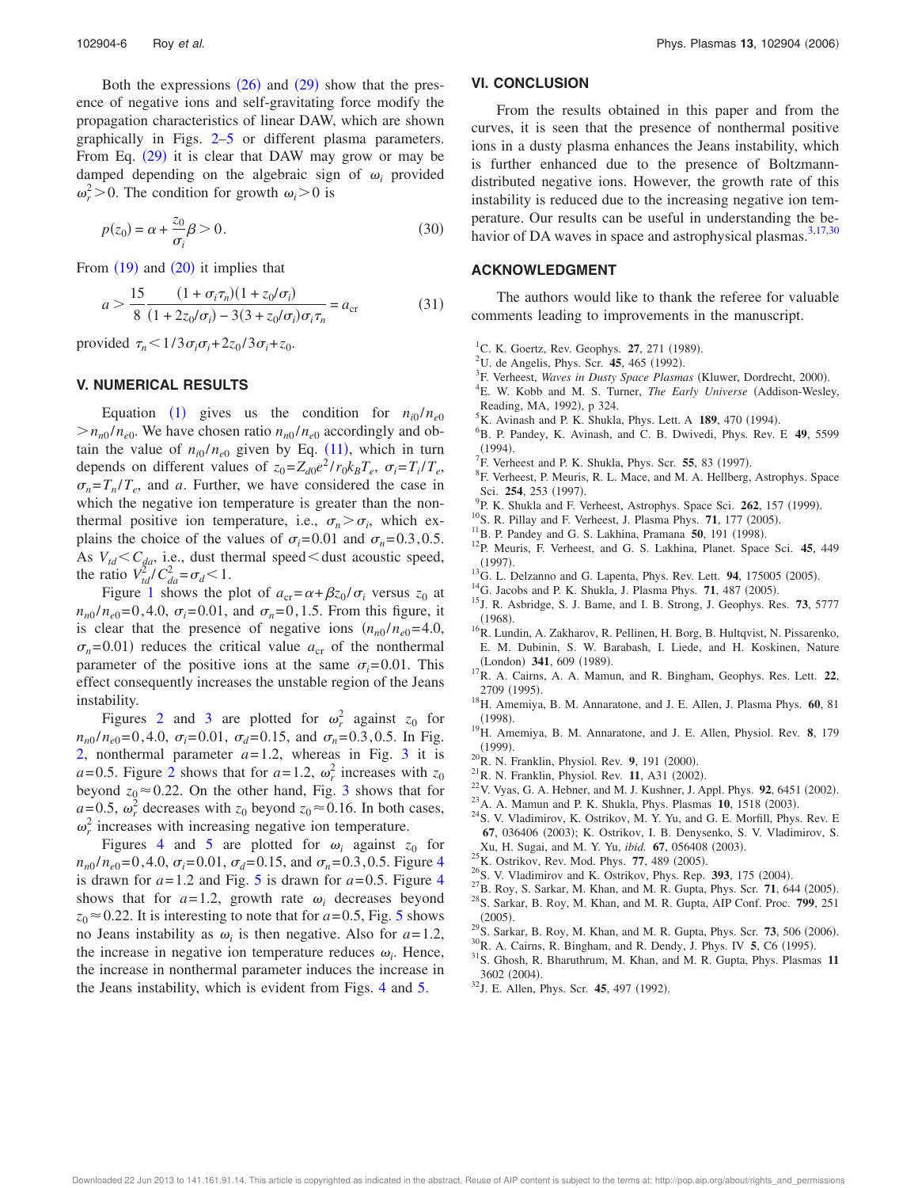Both the expressions (26) and (29) show that the presence of negative ions and self-gravitating force modify the propagation characteristics of linear DAW, which are shown graphically in Figs. 2–5 or different plasma parameters. From Eq. (29) it is clear that DAW may grow or may be damped depending on the algebraic sign of $\omega_i$ provided $\omega_r^2 > 0$. The condition for growth $\omega_i > 0$ is

$$p(z_0) = \alpha + \frac{z_0}{\sigma_i}\beta > 0. \tag{30}$$

From (19) and (20) it implies that

$$a > \frac{15}{8}\frac{(1+\sigma_i\tau_n)(1+z_0/\sigma_i)}{(1+2z_0/\sigma_i) - 3(3+z_0/\sigma_i)\sigma_i\tau_n} = a_{\rm cr} \tag{31}$$

provided $\tau_n < 1/3\sigma_i\sigma_i + 2z_0/3\sigma_i + z_0$.

## V. NUMERICAL RESULTS

Equation (1) gives us the condition for $n_{i0}/n_{e0} > n_{n0}/n_{e0}$. We have chosen ratio $n_{n0}/n_{e0}$ accordingly and obtain the value of $n_{i0}/n_{e0}$ given by Eq. (11), which in turn depends on different values of $z_0 = Z_{d0}e^2/r_0k_BT_e$, $\sigma_i = T_i/T_e$, $\sigma_n = T_n/T_e$, and $a$. Further, we have considered the case in which the negative ion temperature is greater than the nonthermal positive ion temperature, i.e., $\sigma_n > \sigma_i$, which explains the choice of the values of $\sigma_i = 0.01$ and $\sigma_n = 0.3, 0.5$. As $V_{td} < C_{da}$, i.e., dust thermal speed < dust acoustic speed, the ratio $V_{td}^2/C_{da}^2 = \sigma_d < 1$.

Figure 1 shows the plot of $a_{\rm cr} = \alpha + \beta z_0/\sigma_i$ versus $z_0$ at $n_{n0}/n_{e0} = 0, 4.0$, $\sigma_i = 0.01$, and $\sigma_n = 0, 1.5$. From this figure, it is clear that the presence of negative ions ($n_{n0}/n_{e0} = 4.0$, $\sigma_n = 0.01$) reduces the critical value $a_{\rm cr}$ of the nonthermal parameter of the positive ions at the same $\sigma_i = 0.01$. This effect consequently increases the unstable region of the Jeans instability.

Figures 2 and 3 are plotted for $\omega_r^2$ against $z_0$ for $n_{n0}/n_{e0} = 0, 4.0$, $\sigma_i = 0.01$, $\sigma_d = 0.15$, and $\sigma_n = 0.3, 0.5$. In Fig. 2, nonthermal parameter $a = 1.2$, whereas in Fig. 3 it is $a = 0.5$. Figure 2 shows that for $a = 1.2$, $\omega_r^2$ increases with $z_0$ beyond $z_0 \approx 0.22$. On the other hand, Fig. 3 shows that for $a = 0.5$, $\omega_r^2$ decreases with $z_0$ beyond $z_0 \approx 0.16$. In both cases, $\omega_r^2$ increases with increasing negative ion temperature.

Figures 4 and 5 are plotted for $\omega_i$ against $z_0$ for $n_{n0}/n_{e0} = 0, 4.0$, $\sigma_i = 0.01$, $\sigma_d = 0.15$, and $\sigma_n = 0.3, 0.5$. Figure 4 is drawn for $a = 1.2$ and Fig. 5 is drawn for $a = 0.5$. Figure 4 shows that for $a = 1.2$, growth rate $\omega_i$ decreases beyond $z_0 \approx 0.22$. It is interesting to note that for $a = 0.5$, Fig. 5 shows no Jeans instability as $\omega_i$ is then negative. Also for $a = 1.2$, the increase in negative ion temperature reduces $\omega_i$. Hence, the increase in nonthermal parameter induces the increase in the Jeans instability, which is evident from Figs. 4 and 5.

## VI. CONCLUSION

From the results obtained in this paper and from the curves, it is seen that the presence of nonthermal positive ions in a dusty plasma enhances the Jeans instability, which is further enhanced due to the presence of Boltzmann-distributed negative ions. However, the growth rate of this instability is reduced due to the increasing negative ion temperature. Our results can be useful in understanding the behavior of DA waves in space and astrophysical plasmas.[3,17,30]

## ACKNOWLEDGMENT

The authors would like to thank the referee for valuable comments leading to improvements in the manuscript.

[1] C. K. Goertz, Rev. Geophys. **27**, 271 (1989).
[2] U. de Angelis, Phys. Scr. **45**, 465 (1992).
[3] F. Verheest, *Waves in Dusty Space Plasmas* (Kluwer, Dordrecht, 2000).
[4] E. W. Kobb and M. S. Turner, *The Early Universe* (Addison-Wesley, Reading, MA, 1992), p 324.
[5] K. Avinash and P. K. Shukla, Phys. Lett. A **189**, 470 (1994).
[6] B. P. Pandey, K. Avinash, and C. B. Dwivedi, Phys. Rev. E **49**, 5599 (1994).
[7] F. Verheest and P. K. Shukla, Phys. Scr. **55**, 83 (1997).
[8] F. Verheest, P. Meuris, R. L. Mace, and M. A. Hellberg, Astrophys. Space Sci. **254**, 253 (1997).
[9] P. K. Shukla and F. Verheest, Astrophys. Space Sci. **262**, 157 (1999).
[10] S. R. Pillay and F. Verheest, J. Plasma Phys. **71**, 177 (2005).
[11] B. P. Pandey and G. S. Lakhina, Pramana **50**, 191 (1998).
[12] P. Meuris, F. Verheest, and G. S. Lakhina, Planet. Space Sci. **45**, 449 (1997).
[13] G. L. Delzanno and G. Lapenta, Phys. Rev. Lett. **94**, 175005 (2005).
[14] G. Jacobs and P. K. Shukla, J. Plasma Phys. **71**, 487 (2005).
[15] J. R. Asbridge, S. J. Bame, and I. B. Strong, J. Geophys. Res. **73**, 5777 (1968).
[16] R. Lundin, A. Zakharov, R. Pellinen, H. Borg, B. Hultqvist, N. Pissarenko, E. M. Dubinin, S. W. Barabash, I. Liede, and H. Koskinen, Nature (London) **341**, 609 (1989).
[17] R. A. Cairns, A. A. Mamun, and R. Bingham, Geophys. Res. Lett. **22**, 2709 (1995).
[18] H. Amemiya, B. M. Annaratone, and J. E. Allen, J. Plasma Phys. **60**, 81 (1998).
[19] H. Amemiya, B. M. Annaratone, and J. E. Allen, Physiol. Rev. **8**, 179 (1999).
[20] R. N. Franklin, Physiol. Rev. **9**, 191 (2000).
[21] R. N. Franklin, Physiol. Rev. **11**, A31 (2002).
[22] V. Vyas, G. A. Hebner, and M. J. Kushner, J. Appl. Phys. **92**, 6451 (2002).
[23] A. A. Mamun and P. K. Shukla, Phys. Plasmas **10**, 1518 (2003).
[24] S. V. Vladimirov, K. Ostrikov, M. Y. Yu, and G. E. Morfill, Phys. Rev. E **67**, 036406 (2003); K. Ostrikov, I. B. Denysenko, S. V. Vladimirov, S. Xu, H. Sugai, and M. Y. Yu, *ibid.* **67**, 056408 (2003).
[25] K. Ostrikov, Rev. Mod. Phys. **77**, 489 (2005).
[26] S. V. Vladimirov and K. Ostrikov, Phys. Rep. **393**, 175 (2004).
[27] B. Roy, S. Sarkar, M. Khan, and M. R. Gupta, Phys. Scr. **71**, 644 (2005).
[28] S. Sarkar, B. Roy, M. Khan, and M. R. Gupta, AIP Conf. Proc. **799**, 251 (2005).
[29] S. Sarkar, B. Roy, M. Khan, and M. R. Gupta, Phys. Scr. **73**, 506 (2006).
[30] R. A. Cairns, R. Bingham, and R. Dendy, J. Phys. IV **5**, C6 (1995).
[31] S. Ghosh, R. Bharuthrum, M. Khan, and M. R. Gupta, Phys. Plasmas **11** 3602 (2004).
[32] J. E. Allen, Phys. Scr. **45**, 497 (1992).